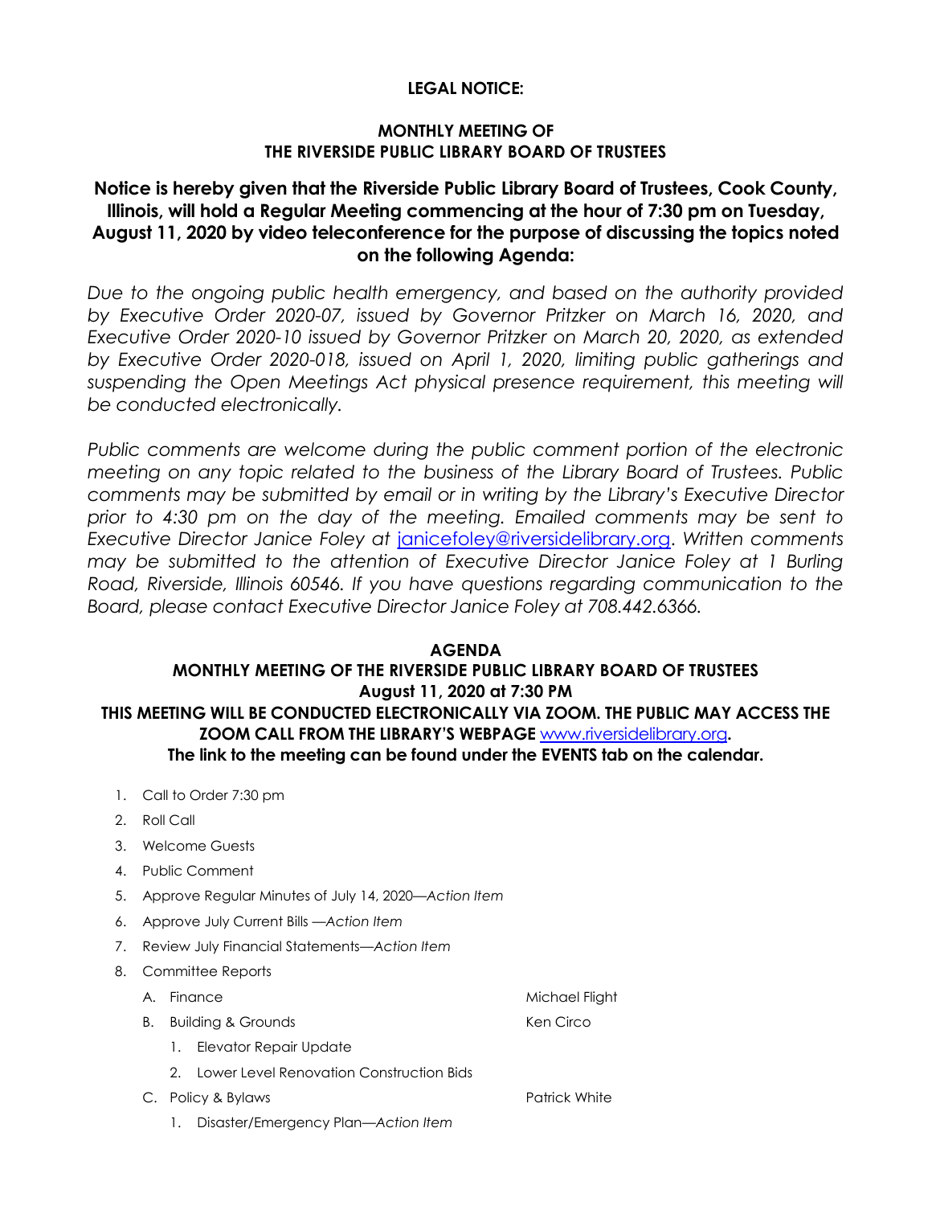**LEGAL NOTICE:**

**MONTHLY MEETING OF**
**THE RIVERSIDE PUBLIC LIBRARY BOARD OF TRUSTEES**

**Notice is hereby given that the Riverside Public Library Board of Trustees, Cook County, Illinois, will hold a Regular Meeting commencing at the hour of 7:30 pm on Tuesday, August 11, 2020 by video teleconference for the purpose of discussing the topics noted on the following Agenda:**

*Due to the ongoing public health emergency, and based on the authority provided by Executive Order 2020-07, issued by Governor Pritzker on March 16, 2020, and Executive Order 2020-10 issued by Governor Pritzker on March 20, 2020, as extended by Executive Order 2020-018, issued on April 1, 2020, limiting public gatherings and suspending the Open Meetings Act physical presence requirement, this meeting will be conducted electronically.*

*Public comments are welcome during the public comment portion of the electronic meeting on any topic related to the business of the Library Board of Trustees. Public comments may be submitted by email or in writing by the Library's Executive Director prior to 4:30 pm on the day of the meeting. Emailed comments may be sent to Executive Director Janice Foley at* janicefoley@riversidelibrary.org. *Written comments may be submitted to the attention of Executive Director Janice Foley at 1 Burling Road, Riverside, Illinois 60546. If you have questions regarding communication to the Board, please contact Executive Director Janice Foley at 708.442.6366.*

**AGENDA**
**MONTHLY MEETING OF THE RIVERSIDE PUBLIC LIBRARY BOARD OF TRUSTEES**
**August 11, 2020 at 7:30 PM**
**THIS MEETING WILL BE CONDUCTED ELECTRONICALLY VIA ZOOM. THE PUBLIC MAY ACCESS THE ZOOM CALL FROM THE LIBRARY'S WEBPAGE** www.riversidelibrary.org**.**
**The link to the meeting can be found under the EVENTS tab on the calendar.**

1. Call to Order 7:30 pm
2. Roll Call
3. Welcome Guests
4. Public Comment
5. Approve Regular Minutes of July 14, 2020—*Action Item*
6. Approve July Current Bills —*Action Item*
7. Review July Financial Statements—*Action Item*
8. Committee Reports
   - A. Finance — Michael Flight
   - B. Building & Grounds — Ken Circo
     1. Elevator Repair Update
     2. Lower Level Renovation Construction Bids
   - C. Policy & Bylaws — Patrick White
     1. Disaster/Emergency Plan—*Action Item*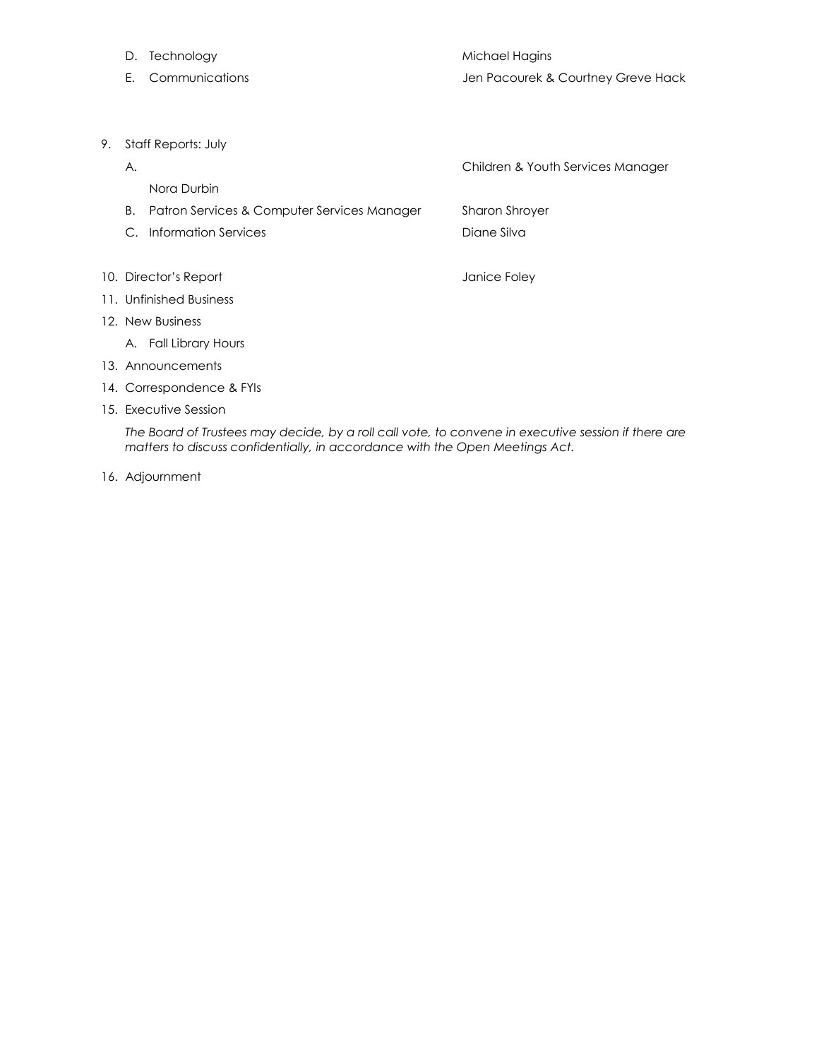D. Technology — Michael Hagins

E. Communications — Jen Pacourek & Courtney Greve Hack

9. Staff Reports: July

   A. Children & Youth Services Manager

      Nora Durbin

   B. Patron Services & Computer Services Manager — Sharon Shroyer

   C. Information Services — Diane Silva

10. Director's Report — Janice Foley

11. Unfinished Business

12. New Business

    A. Fall Library Hours

13. Announcements

14. Correspondence & FYIs

15. Executive Session

    *The Board of Trustees may decide, by a roll call vote, to convene in executive session if there are matters to discuss confidentially, in accordance with the Open Meetings Act.*

16. Adjournment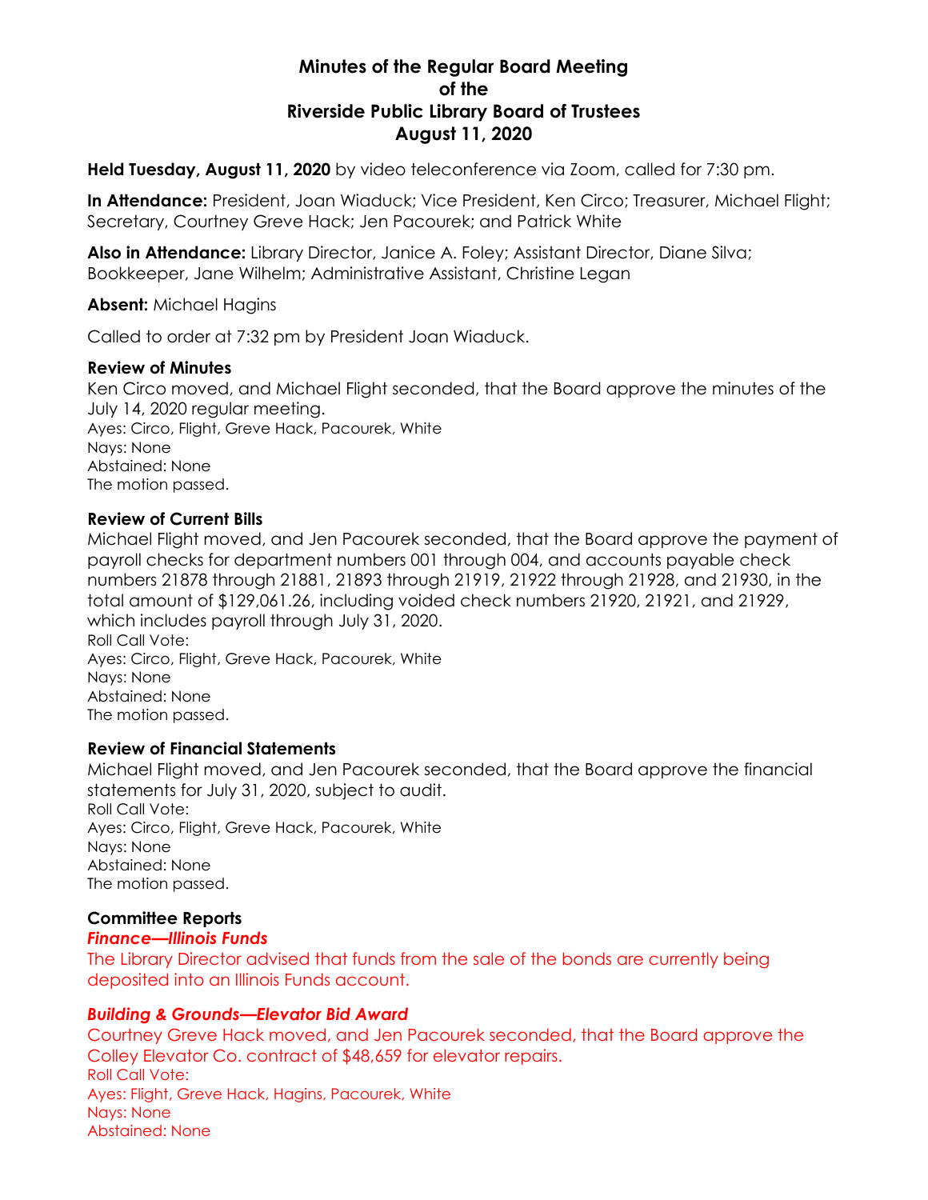# Minutes of the Regular Board Meeting of the Riverside Public Library Board of Trustees August 11, 2020

**Held Tuesday, August 11, 2020** by video teleconference via Zoom, called for 7:30 pm.

**In Attendance:** President, Joan Wiaduck; Vice President, Ken Circo; Treasurer, Michael Flight; Secretary, Courtney Greve Hack; Jen Pacourek; and Patrick White

**Also in Attendance:** Library Director, Janice A. Foley; Assistant Director, Diane Silva; Bookkeeper, Jane Wilhelm; Administrative Assistant, Christine Legan

**Absent:** Michael Hagins

Called to order at 7:32 pm by President Joan Wiaduck.

### Review of Minutes

Ken Circo moved, and Michael Flight seconded, that the Board approve the minutes of the July 14, 2020 regular meeting.
Ayes: Circo, Flight, Greve Hack, Pacourek, White
Nays: None
Abstained: None
The motion passed.

### Review of Current Bills

Michael Flight moved, and Jen Pacourek seconded, that the Board approve the payment of payroll checks for department numbers 001 through 004, and accounts payable check numbers 21878 through 21881, 21893 through 21919, 21922 through 21928, and 21930, in the total amount of $129,061.26, including voided check numbers 21920, 21921, and 21929, which includes payroll through July 31, 2020.
Roll Call Vote:
Ayes: Circo, Flight, Greve Hack, Pacourek, White
Nays: None
Abstained: None
The motion passed.

### Review of Financial Statements

Michael Flight moved, and Jen Pacourek seconded, that the Board approve the financial statements for July 31, 2020, subject to audit.
Roll Call Vote:
Ayes: Circo, Flight, Greve Hack, Pacourek, White
Nays: None
Abstained: None
The motion passed.

### Committee Reports

***Finance—Illinois Funds***

The Library Director advised that funds from the sale of the bonds are currently being deposited into an Illinois Funds account.

***Building & Grounds—Elevator Bid Award***

Courtney Greve Hack moved, and Jen Pacourek seconded, that the Board approve the Colley Elevator Co. contract of $48,659 for elevator repairs.
Roll Call Vote:
Ayes: Flight, Greve Hack, Hagins, Pacourek, White
Nays: None
Abstained: None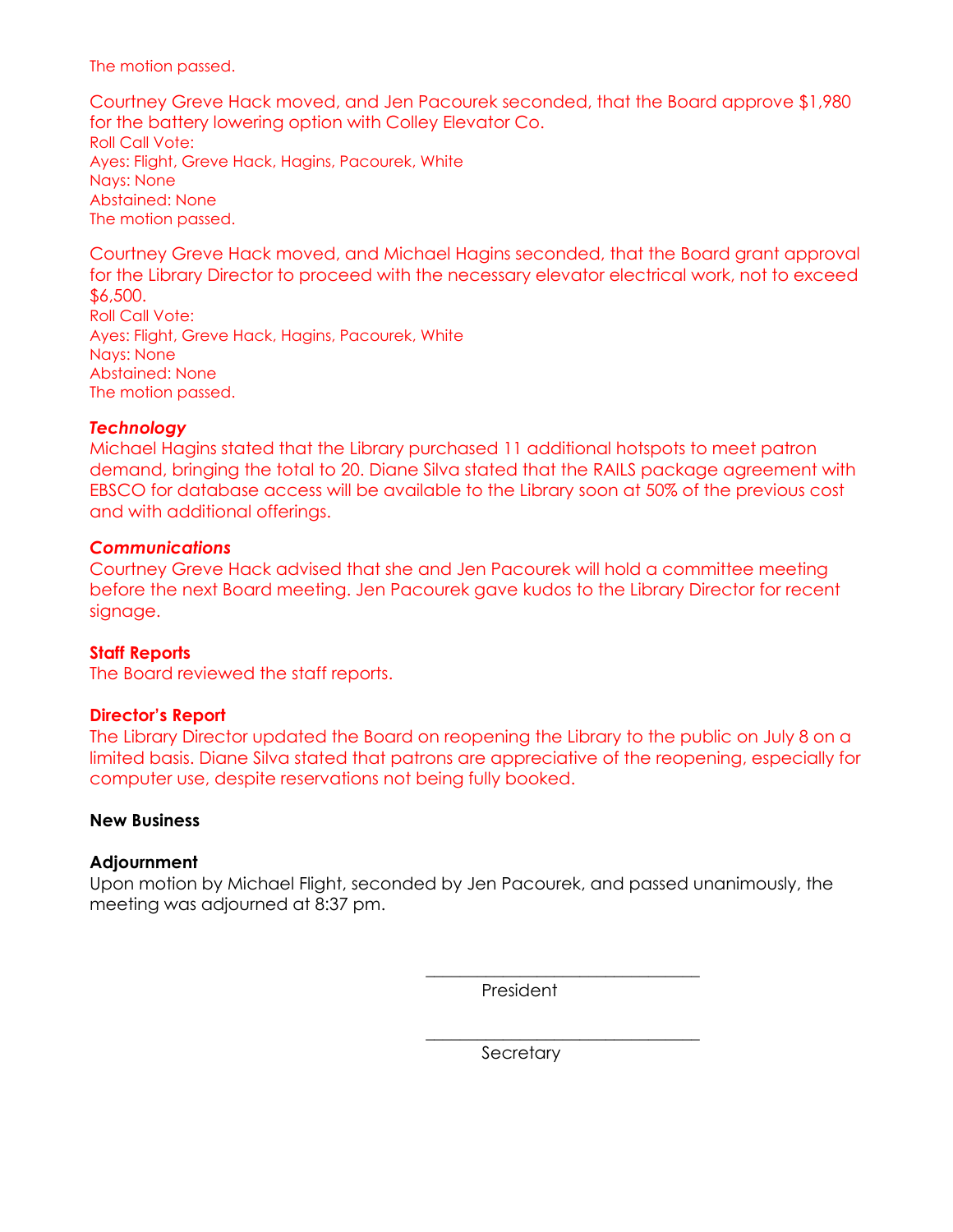The motion passed.

Courtney Greve Hack moved, and Jen Pacourek seconded, that the Board approve $1,980 for the battery lowering option with Colley Elevator Co.
Roll Call Vote:
Ayes: Flight, Greve Hack, Hagins, Pacourek, White
Nays: None
Abstained: None
The motion passed.

Courtney Greve Hack moved, and Michael Hagins seconded, that the Board grant approval for the Library Director to proceed with the necessary elevator electrical work, not to exceed $6,500.
Roll Call Vote:
Ayes: Flight, Greve Hack, Hagins, Pacourek, White
Nays: None
Abstained: None
The motion passed.

***Technology***
Michael Hagins stated that the Library purchased 11 additional hotspots to meet patron demand, bringing the total to 20. Diane Silva stated that the RAILS package agreement with EBSCO for database access will be available to the Library soon at 50% of the previous cost and with additional offerings.

***Communications***
Courtney Greve Hack advised that she and Jen Pacourek will hold a committee meeting before the next Board meeting. Jen Pacourek gave kudos to the Library Director for recent signage.

**Staff Reports**
The Board reviewed the staff reports.

**Director's Report**
The Library Director updated the Board on reopening the Library to the public on July 8 on a limited basis. Diane Silva stated that patrons are appreciative of the reopening, especially for computer use, despite reservations not being fully booked.

**New Business**

**Adjournment**
Upon motion by Michael Flight, seconded by Jen Pacourek, and passed unanimously, the meeting was adjourned at 8:37 pm.

\_\_\_\_\_\_\_\_\_\_\_\_\_\_\_\_\_\_\_\_\_\_\_\_\_\_\_\_\_\_\_\_
President

\_\_\_\_\_\_\_\_\_\_\_\_\_\_\_\_\_\_\_\_\_\_\_\_\_\_\_\_\_\_\_\_
Secretary